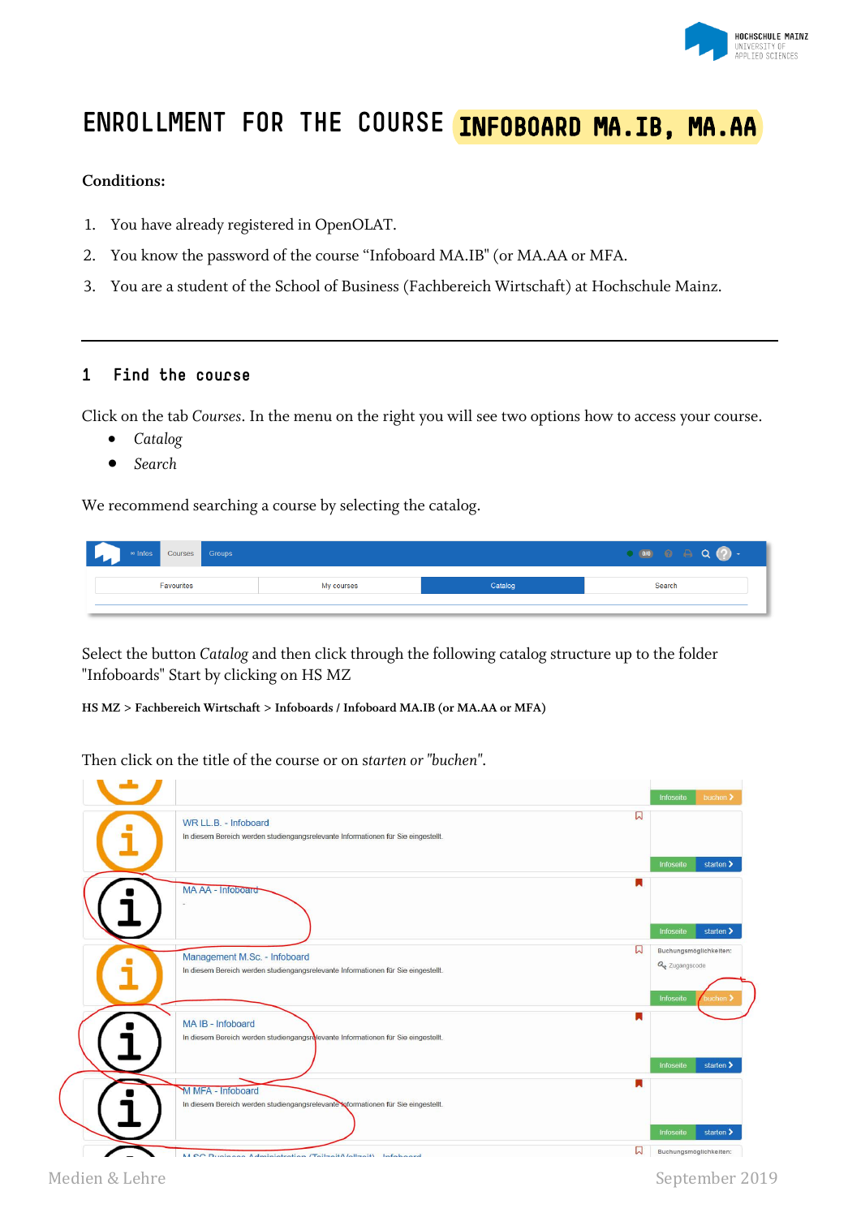# ENROLLMENT FOR THE COURSE INFOBOARD MA.IB, MA.AA

**Conditions:**

1. You have already registered in OpenOLAT.
2. You know the password of the course "Infoboard MA.IB" (or MA.AA or MFA.
3. You are a student of the School of Business (Fachbereich Wirtschaft) at Hochschule Mainz.

---

## 1 Find the course

Click on the tab *Courses*. In the menu on the right you will see two options how to access your course.

- *Catalog*
- *Search*

We recommend searching a course by selecting the catalog.

Select the button *Catalog* and then click through the following catalog structure up to the folder "Infoboards" Start by clicking on HS MZ

**HS MZ > Fachbereich Wirtschaft > Infoboards / Infoboard MA.IB (or MA.AA or MFA)**

Then click on the title of the course or on *starten or "buchen"*.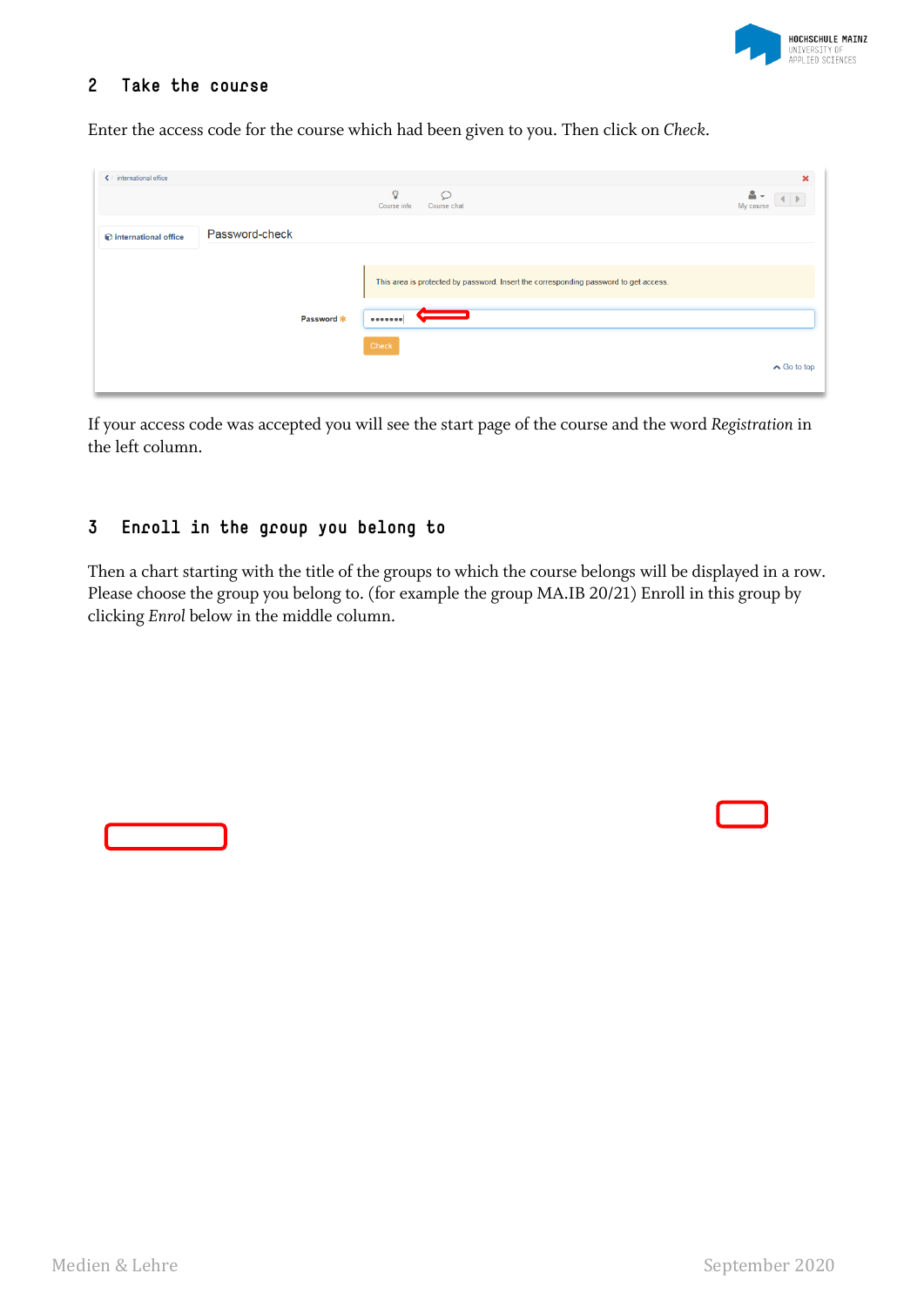## 2 Take the course

Enter the access code for the course which had been given to you. Then click on *Check*.

If your access code was accepted you will see the start page of the course and the word *Registration* in the left column.

## 3 Enroll in the group you belong to

Then a chart starting with the title of the groups to which the course belongs will be displayed in a row. Please choose the group you belong to. (for example the group MA.IB 20/21) Enroll in this group by clicking *Enrol* below in the middle column.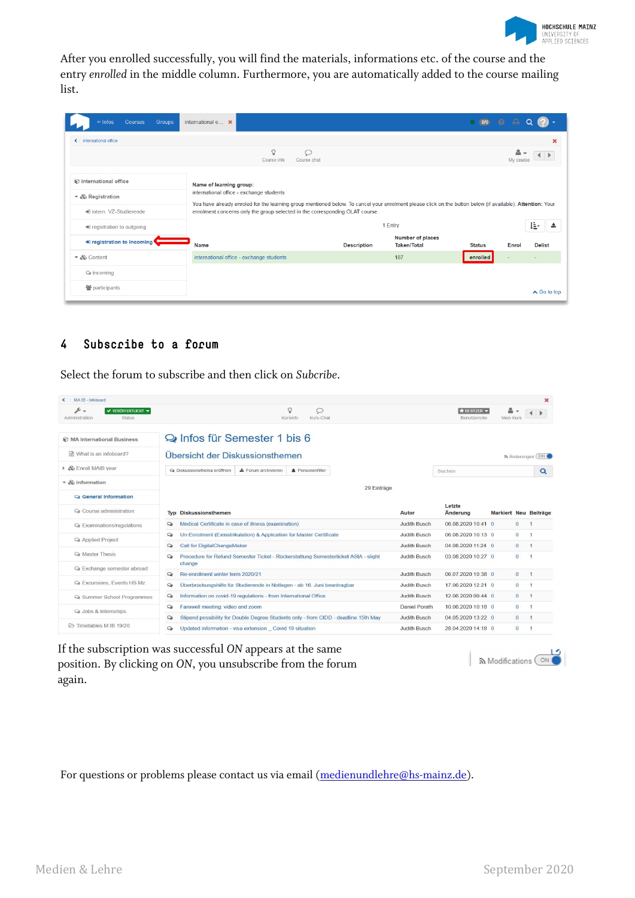After you enrolled successfully, you will find the materials, informations etc. of the course and the entry *enrolled* in the middle column. Furthermore, you are automatically added to the course mailing list.

## 4 Subscribe to a forum

Select the forum to subscribe and then click on *Subcribe*.

If the subscription was successful *ON* appears at the same position. By clicking on *ON*, you unsubscribe from the forum again.

For questions or problems please contact us via email (medienundlehre@hs-mainz.de).